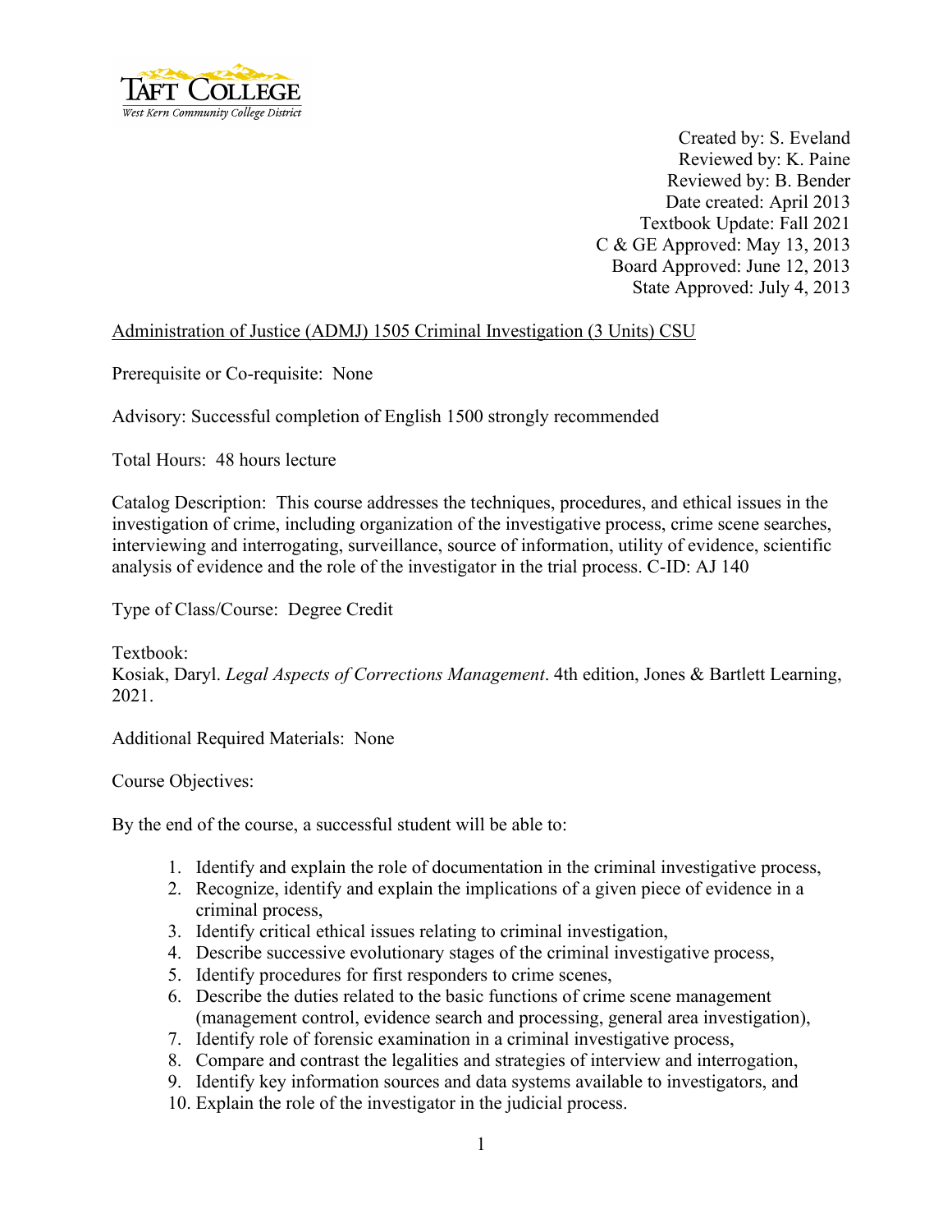Created by: S. Eveland
Reviewed by: K. Paine
Reviewed by: B. Bender
Date created: April 2013
Textbook Update: Fall 2021
C & GE Approved: May 13, 2013
Board Approved: June 12, 2013
State Approved: July 4, 2013

Administration of Justice (ADMJ) 1505 Criminal Investigation (3 Units) CSU

Prerequisite or Co-requisite: None

Advisory: Successful completion of English 1500 strongly recommended

Total Hours: 48 hours lecture

Catalog Description: This course addresses the techniques, procedures, and ethical issues in the investigation of crime, including organization of the investigative process, crime scene searches, interviewing and interrogating, surveillance, source of information, utility of evidence, scientific analysis of evidence and the role of the investigator in the trial process. C-ID: AJ 140

Type of Class/Course: Degree Credit

Textbook:
Kosiak, Daryl. *Legal Aspects of Corrections Management*. 4th edition, Jones & Bartlett Learning, 2021.

Additional Required Materials: None

Course Objectives:

By the end of the course, a successful student will be able to:

1. Identify and explain the role of documentation in the criminal investigative process,
2. Recognize, identify and explain the implications of a given piece of evidence in a criminal process,
3. Identify critical ethical issues relating to criminal investigation,
4. Describe successive evolutionary stages of the criminal investigative process,
5. Identify procedures for first responders to crime scenes,
6. Describe the duties related to the basic functions of crime scene management (management control, evidence search and processing, general area investigation),
7. Identify role of forensic examination in a criminal investigative process,
8. Compare and contrast the legalities and strategies of interview and interrogation,
9. Identify key information sources and data systems available to investigators, and
10. Explain the role of the investigator in the judicial process.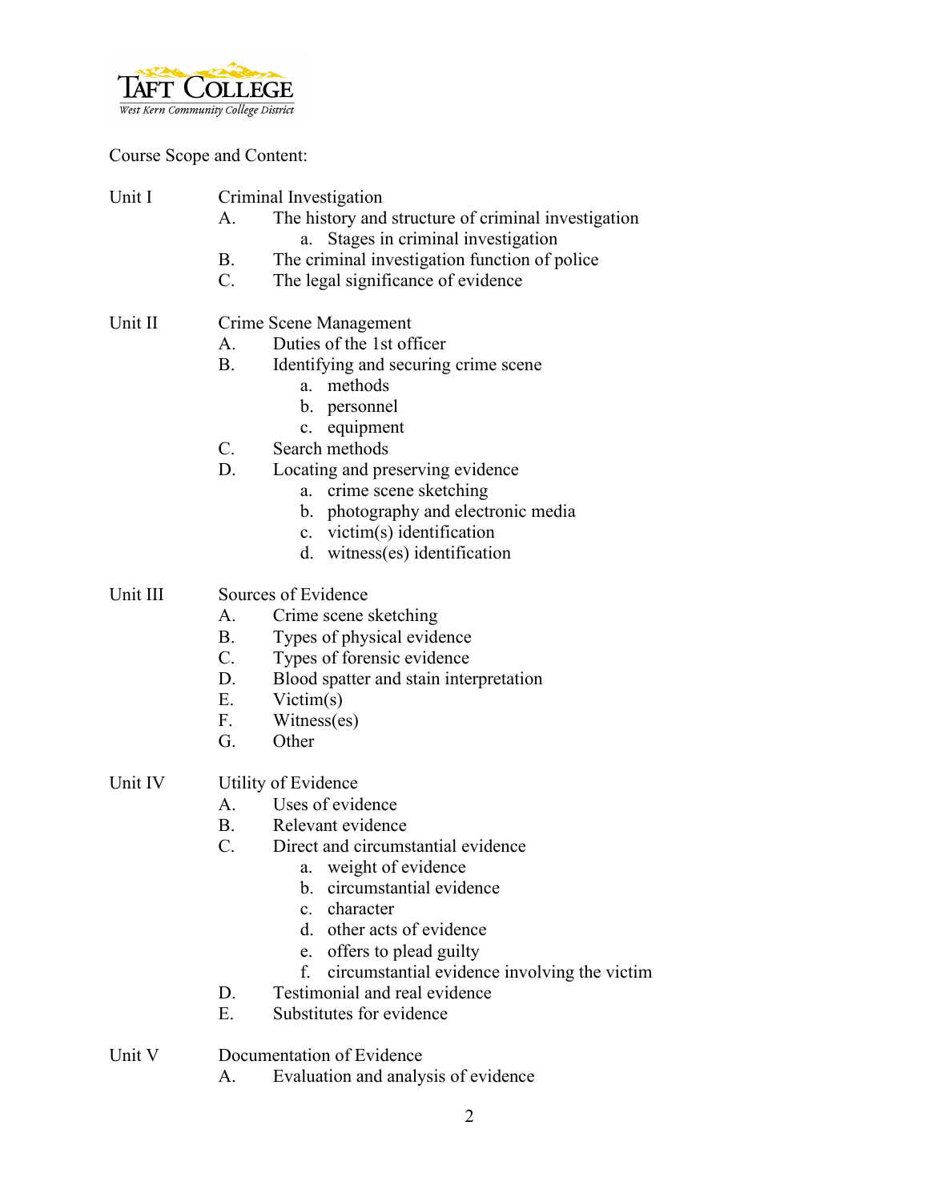Course Scope and Content:

**Unit I** Criminal Investigation

- A. The history and structure of criminal investigation
  - a. Stages in criminal investigation
- B. The criminal investigation function of police
- C. The legal significance of evidence

**Unit II** Crime Scene Management

- A. Duties of the 1st officer
- B. Identifying and securing crime scene
  - a. methods
  - b. personnel
  - c. equipment
- C. Search methods
- D. Locating and preserving evidence
  - a. crime scene sketching
  - b. photography and electronic media
  - c. victim(s) identification
  - d. witness(es) identification

**Unit III** Sources of Evidence

- A. Crime scene sketching
- B. Types of physical evidence
- C. Types of forensic evidence
- D. Blood spatter and stain interpretation
- E. Victim(s)
- F. Witness(es)
- G. Other

**Unit IV** Utility of Evidence

- A. Uses of evidence
- B. Relevant evidence
- C. Direct and circumstantial evidence
  - a. weight of evidence
  - b. circumstantial evidence
  - c. character
  - d. other acts of evidence
  - e. offers to plead guilty
  - f. circumstantial evidence involving the victim
- D. Testimonial and real evidence
- E. Substitutes for evidence

**Unit V** Documentation of Evidence

- A. Evaluation and analysis of evidence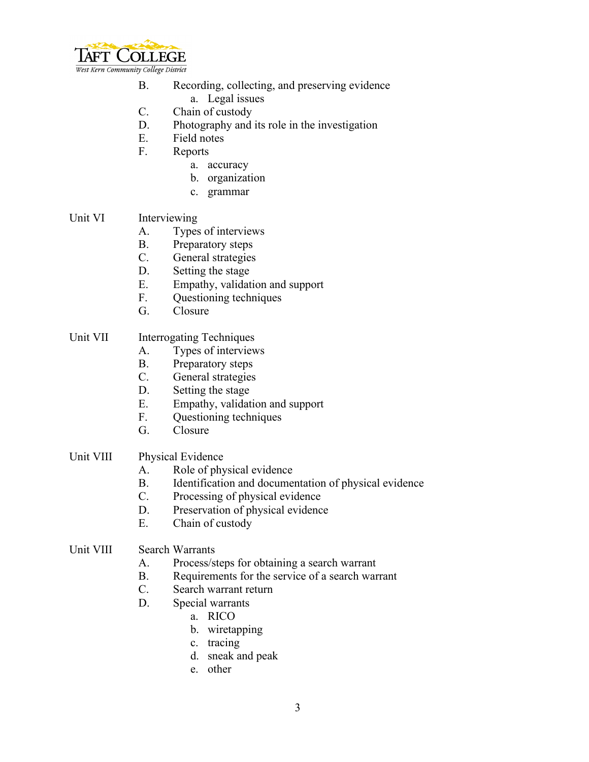- B. Recording, collecting, and preserving evidence
    - a. Legal issues
- C. Chain of custody
- D. Photography and its role in the investigation
- E. Field notes
- F. Reports
    - a. accuracy
    - b. organization
    - c. grammar

Unit VI Interviewing

- A. Types of interviews
- B. Preparatory steps
- C. General strategies
- D. Setting the stage
- E. Empathy, validation and support
- F. Questioning techniques
- G. Closure

Unit VII Interrogating Techniques

- A. Types of interviews
- B. Preparatory steps
- C. General strategies
- D. Setting the stage
- E. Empathy, validation and support
- F. Questioning techniques
- G. Closure

Unit VIII Physical Evidence

- A. Role of physical evidence
- B. Identification and documentation of physical evidence
- C. Processing of physical evidence
- D. Preservation of physical evidence
- E. Chain of custody

Unit VIII Search Warrants

- A. Process/steps for obtaining a search warrant
- B. Requirements for the service of a search warrant
- C. Search warrant return
- D. Special warrants
    - a. RICO
    - b. wiretapping
    - c. tracing
    - d. sneak and peak
    - e. other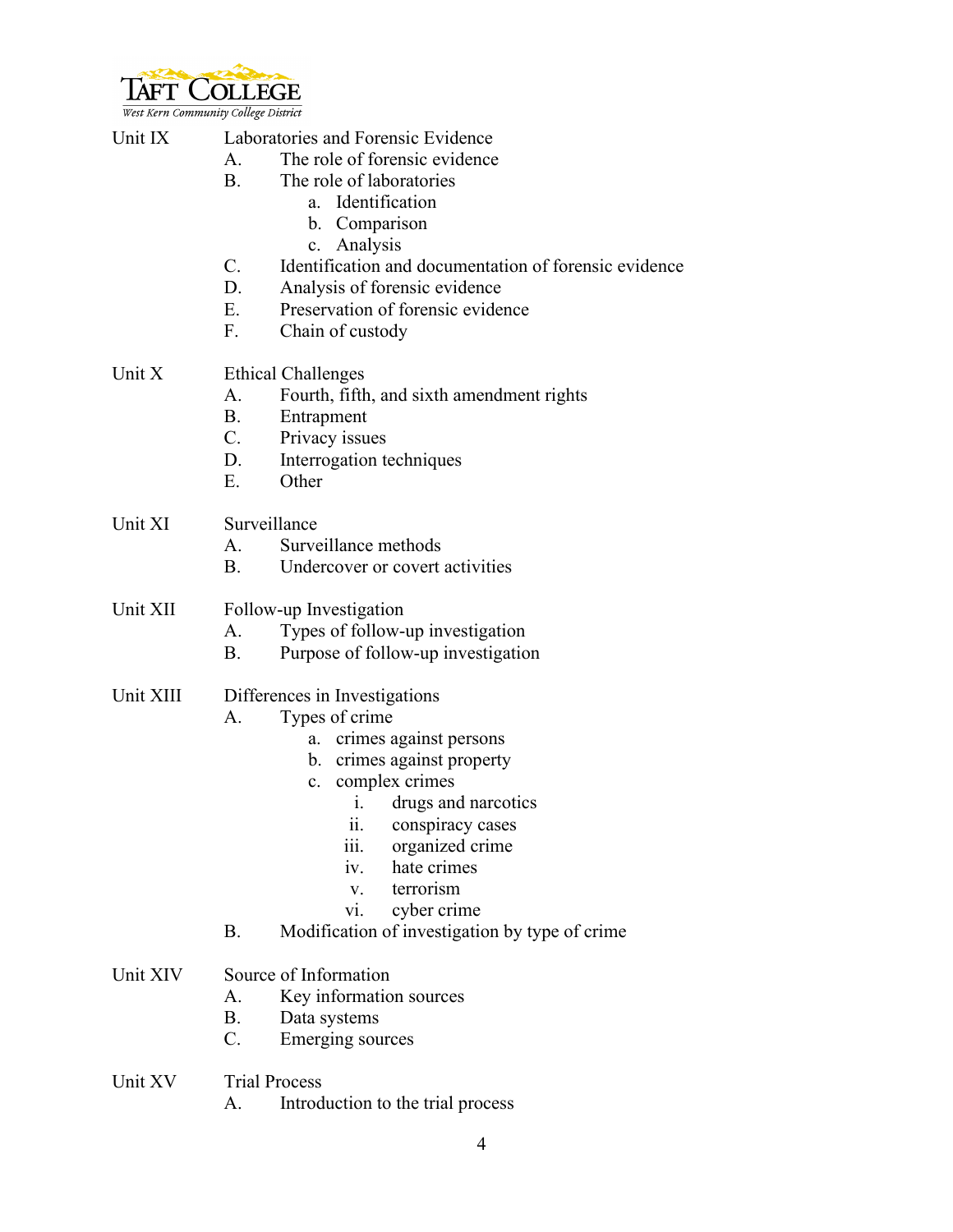Unit IX Laboratories and Forensic Evidence

- A. The role of forensic evidence
- B. The role of laboratories
  - a. Identification
  - b. Comparison
  - c. Analysis
- C. Identification and documentation of forensic evidence
- D. Analysis of forensic evidence
- E. Preservation of forensic evidence
- F. Chain of custody

Unit X Ethical Challenges

- A. Fourth, fifth, and sixth amendment rights
- B. Entrapment
- C. Privacy issues
- D. Interrogation techniques
- E. Other

Unit XI Surveillance

- A. Surveillance methods
- B. Undercover or covert activities

Unit XII Follow-up Investigation

- A. Types of follow-up investigation
- B. Purpose of follow-up investigation

Unit XIII Differences in Investigations

- A. Types of crime
  - a. crimes against persons
  - b. crimes against property
  - c. complex crimes
    - i. drugs and narcotics
    - ii. conspiracy cases
    - iii. organized crime
    - iv. hate crimes
    - v. terrorism
    - vi. cyber crime
- B. Modification of investigation by type of crime

Unit XIV Source of Information

- A. Key information sources
- B. Data systems
- C. Emerging sources

Unit XV Trial Process

- A. Introduction to the trial process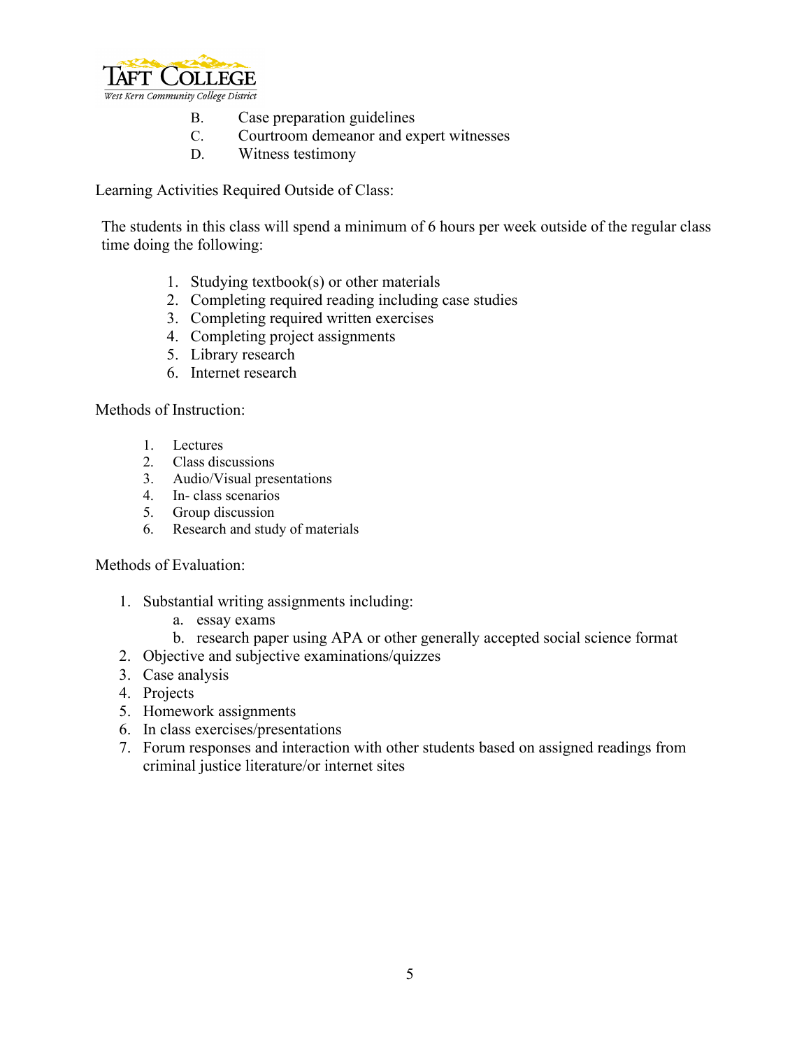B. Case preparation guidelines
C. Courtroom demeanor and expert witnesses
D. Witness testimony

Learning Activities Required Outside of Class:

The students in this class will spend a minimum of 6 hours per week outside of the regular class time doing the following:

1. Studying textbook(s) or other materials
2. Completing required reading including case studies
3. Completing required written exercises
4. Completing project assignments
5. Library research
6. Internet research

Methods of Instruction:

1. Lectures
2. Class discussions
3. Audio/Visual presentations
4. In- class scenarios
5. Group discussion
6. Research and study of materials

Methods of Evaluation:

1. Substantial writing assignments including:
   a. essay exams
   b. research paper using APA or other generally accepted social science format
2. Objective and subjective examinations/quizzes
3. Case analysis
4. Projects
5. Homework assignments
6. In class exercises/presentations
7. Forum responses and interaction with other students based on assigned readings from criminal justice literature/or internet sites